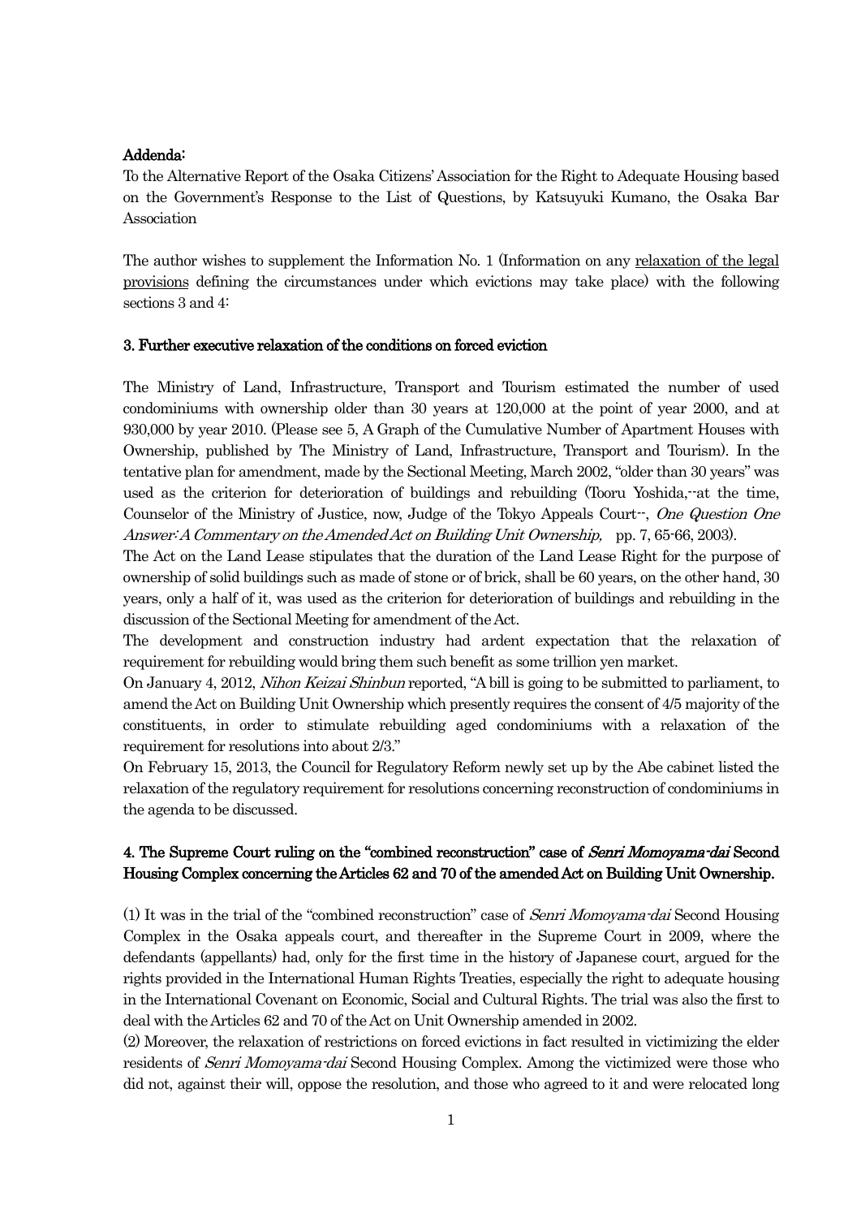**Addenda:**

To the Alternative Report of the Osaka Citizens' Association for the Right to Adequate Housing based on the Government's Response to the List of Questions, by Katsuyuki Kumano, the Osaka Bar Association

The author wishes to supplement the Information No. 1 (Information on any <u>relaxation of the legal provisions</u> defining the circumstances under which evictions may take place) with the following sections 3 and 4:

### 3. Further executive relaxation of the conditions on forced eviction

The Ministry of Land, Infrastructure, Transport and Tourism estimated the number of used condominiums with ownership older than 30 years at 120,000 at the point of year 2000, and at 930,000 by year 2010. (Please see 5, A Graph of the Cumulative Number of Apartment Houses with Ownership, published by The Ministry of Land, Infrastructure, Transport and Tourism). In the tentative plan for amendment, made by the Sectional Meeting, March 2002, "older than 30 years" was used as the criterion for deterioration of buildings and rebuilding (Tooru Yoshida,--at the time, Counselor of the Ministry of Justice, now, Judge of the Tokyo Appeals Court--, *One Question One Answer: A Commentary on the Amended Act on Building Unit Ownership,* pp. 7, 65-66, 2003).

The Act on the Land Lease stipulates that the duration of the Land Lease Right for the purpose of ownership of solid buildings such as made of stone or of brick, shall be 60 years, on the other hand, 30 years, only a half of it, was used as the criterion for deterioration of buildings and rebuilding in the discussion of the Sectional Meeting for amendment of the Act.

The development and construction industry had ardent expectation that the relaxation of requirement for rebuilding would bring them such benefit as some trillion yen market.

On January 4, 2012, *Nihon Keizai Shinbun* reported, "A bill is going to be submitted to parliament, to amend the Act on Building Unit Ownership which presently requires the consent of 4/5 majority of the constituents, in order to stimulate rebuilding aged condominiums with a relaxation of the requirement for resolutions into about 2/3."

On February 15, 2013, the Council for Regulatory Reform newly set up by the Abe cabinet listed the relaxation of the regulatory requirement for resolutions concerning reconstruction of condominiums in the agenda to be discussed.

### 4. The Supreme Court ruling on the "combined reconstruction" case of *Senri Momoyama-dai* Second Housing Complex concerning the Articles 62 and 70 of the amended Act on Building Unit Ownership.

(1) It was in the trial of the "combined reconstruction" case of *Senri Momoyama-dai* Second Housing Complex in the Osaka appeals court, and thereafter in the Supreme Court in 2009, where the defendants (appellants) had, only for the first time in the history of Japanese court, argued for the rights provided in the International Human Rights Treaties, especially the right to adequate housing in the International Covenant on Economic, Social and Cultural Rights. The trial was also the first to deal with the Articles 62 and 70 of the Act on Unit Ownership amended in 2002.

(2) Moreover, the relaxation of restrictions on forced evictions in fact resulted in victimizing the elder residents of *Senri Momoyama-dai* Second Housing Complex. Among the victimized were those who did not, against their will, oppose the resolution, and those who agreed to it and were relocated long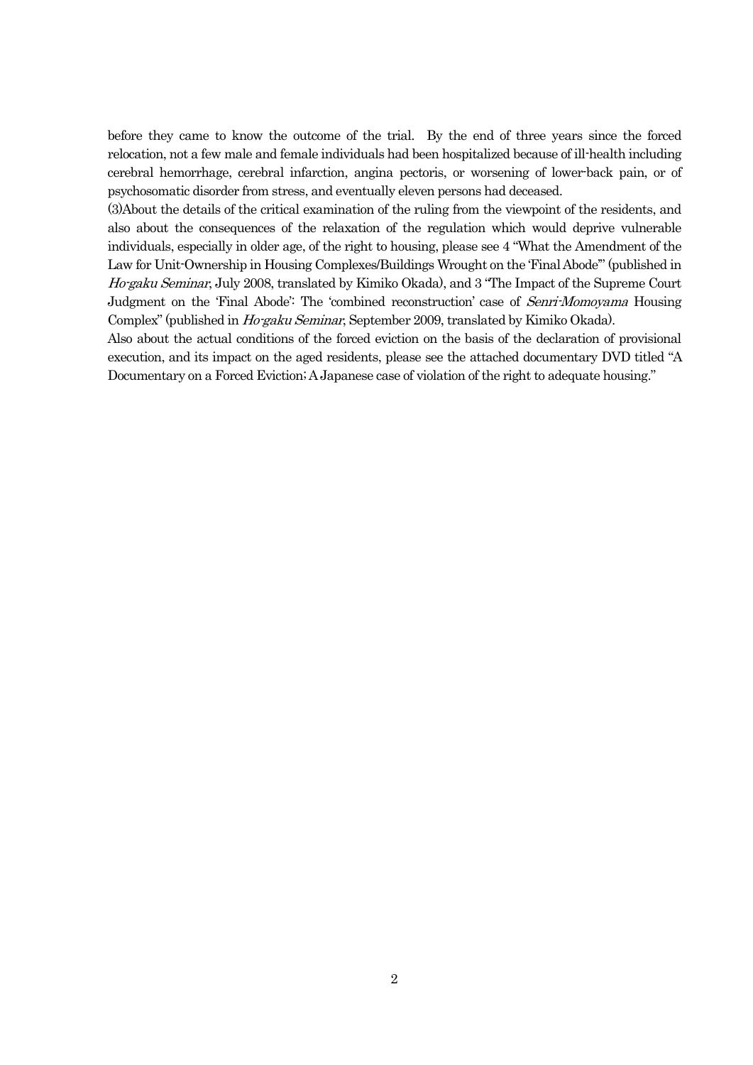before they came to know the outcome of the trial. By the end of three years since the forced relocation, not a few male and female individuals had been hospitalized because of ill-health including cerebral hemorrhage, cerebral infarction, angina pectoris, or worsening of lower-back pain, or of psychosomatic disorder from stress, and eventually eleven persons had deceased.

(3)About the details of the critical examination of the ruling from the viewpoint of the residents, and also about the consequences of the relaxation of the regulation which would deprive vulnerable individuals, especially in older age, of the right to housing, please see 4 "What the Amendment of the Law for Unit-Ownership in Housing Complexes/Buildings Wrought on the 'Final Abode'" (published in *Ho-gaku Seminar*, July 2008, translated by Kimiko Okada), and 3 "The Impact of the Supreme Court Judgment on the 'Final Abode': The 'combined reconstruction' case of *Senri-Momoyama* Housing Complex" (published in *Ho-gaku Seminar*, September 2009, translated by Kimiko Okada).

Also about the actual conditions of the forced eviction on the basis of the declaration of provisional execution, and its impact on the aged residents, please see the attached documentary DVD titled "A Documentary on a Forced Eviction; A Japanese case of violation of the right to adequate housing."